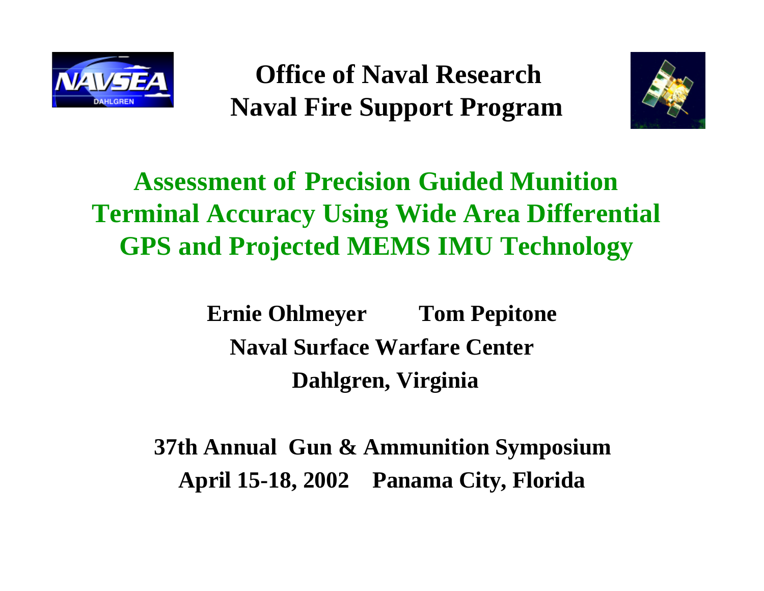**Office of Naval Research**
**Naval Fire Support Program**

# Assessment of Precision Guided Munition Terminal Accuracy Using Wide Area Differential GPS and Projected MEMS IMU Technology

**Ernie Ohlmeyer Tom Pepitone**

**Naval Surface Warfare Center**

**Dahlgren, Virginia**

**37th Annual Gun & Ammunition Symposium**

**April 15-18, 2002 Panama City, Florida**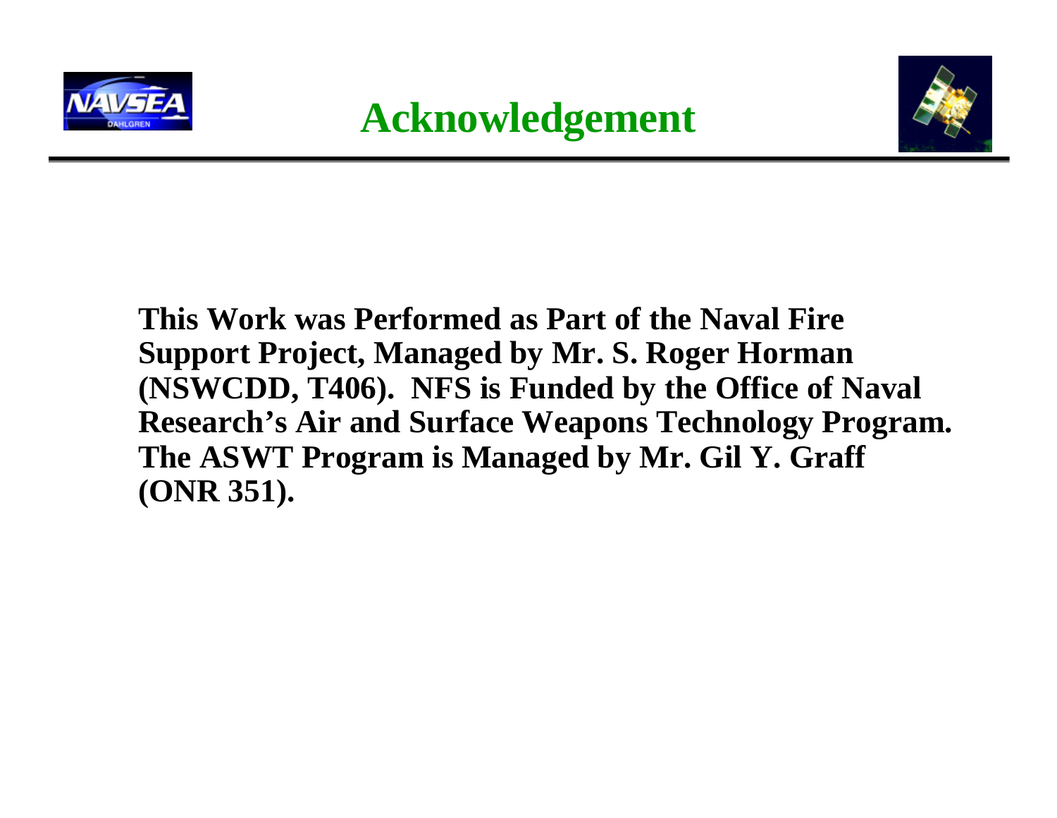# Acknowledgement

**This Work was Performed as Part of the Naval Fire Support Project, Managed by Mr. S. Roger Horman (NSWCDD, T406). NFS is Funded by the Office of Naval Research's Air and Surface Weapons Technology Program. The ASWT Program is Managed by Mr. Gil Y. Graff (ONR 351).**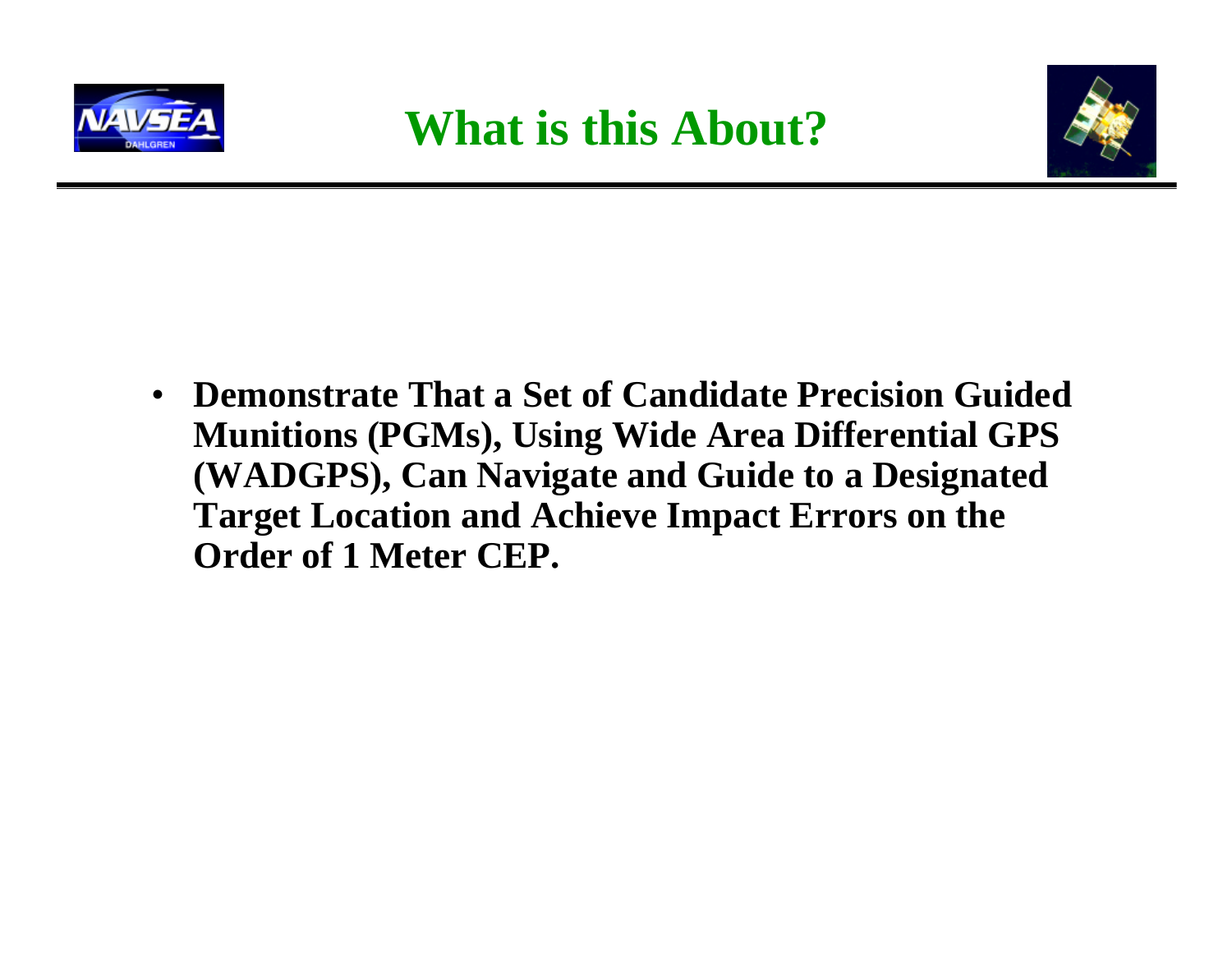# What is this About?

- **Demonstrate That a Set of Candidate Precision Guided Munitions (PGMs), Using Wide Area Differential GPS (WADGPS), Can Navigate and Guide to a Designated Target Location and Achieve Impact Errors on the Order of 1 Meter CEP.**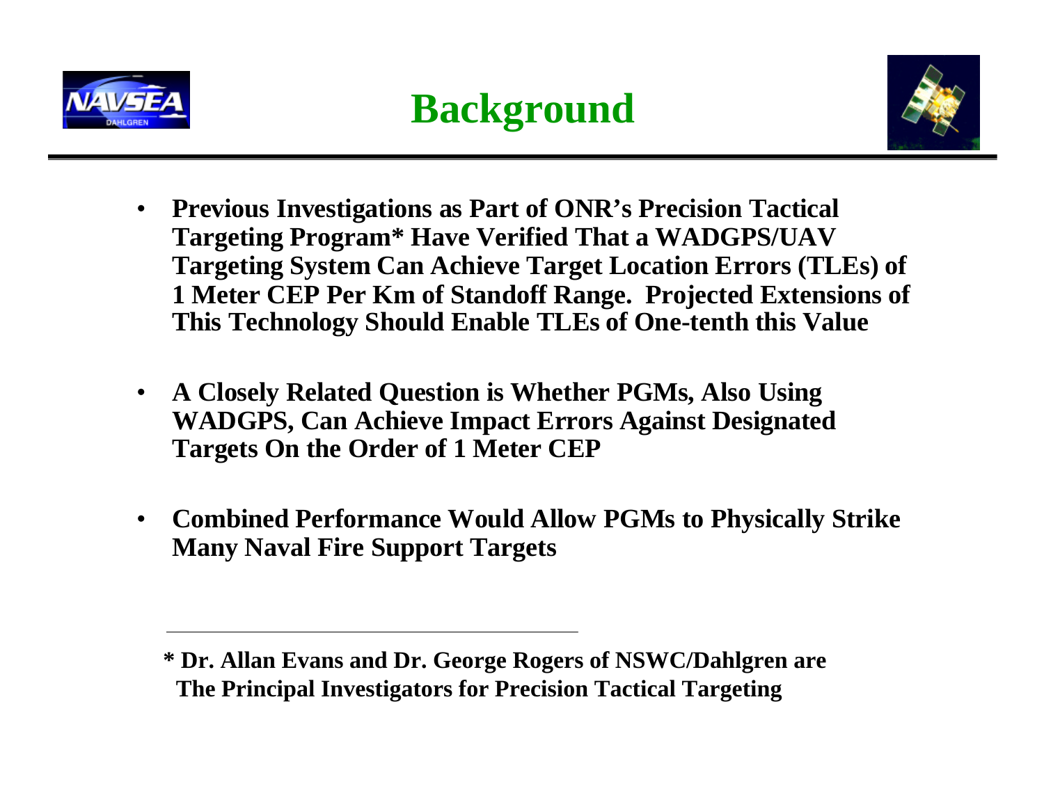# Background

- **Previous Investigations as Part of ONR's Precision Tactical Targeting Program* Have Verified That a WADGPS/UAV Targeting System Can Achieve Target Location Errors (TLEs) of 1 Meter CEP Per Km of Standoff Range. Projected Extensions of This Technology Should Enable TLEs of One-tenth this Value**

- **A Closely Related Question is Whether PGMs, Also Using WADGPS, Can Achieve Impact Errors Against Designated Targets On the Order of 1 Meter CEP**

- **Combined Performance Would Allow PGMs to Physically Strike Many Naval Fire Support Targets**

---

**\* Dr. Allan Evans and Dr. George Rogers of NSWC/Dahlgren are The Principal Investigators for Precision Tactical Targeting**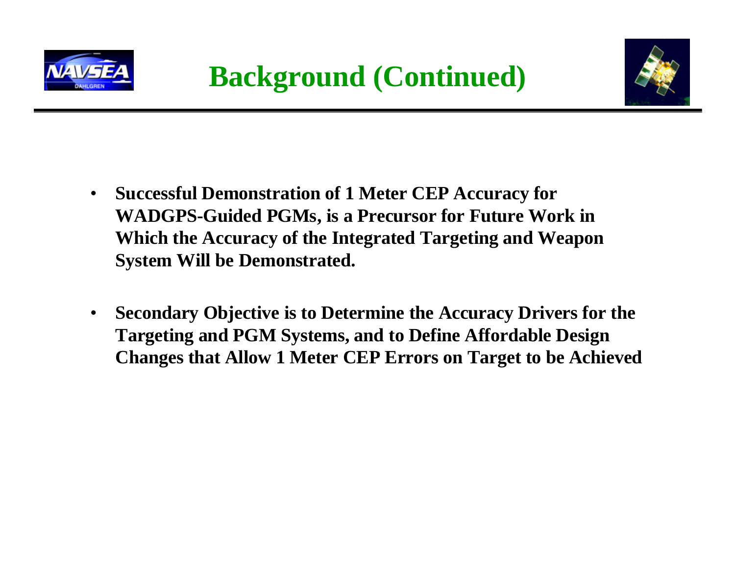# Background (Continued)

- **Successful Demonstration of 1 Meter CEP Accuracy for WADGPS-Guided PGMs, is a Precursor for Future Work in Which the Accuracy of the Integrated Targeting and Weapon System Will be Demonstrated.**
- **Secondary Objective is to Determine the Accuracy Drivers for the Targeting and PGM Systems, and to Define Affordable Design Changes that Allow 1 Meter CEP Errors on Target to be Achieved**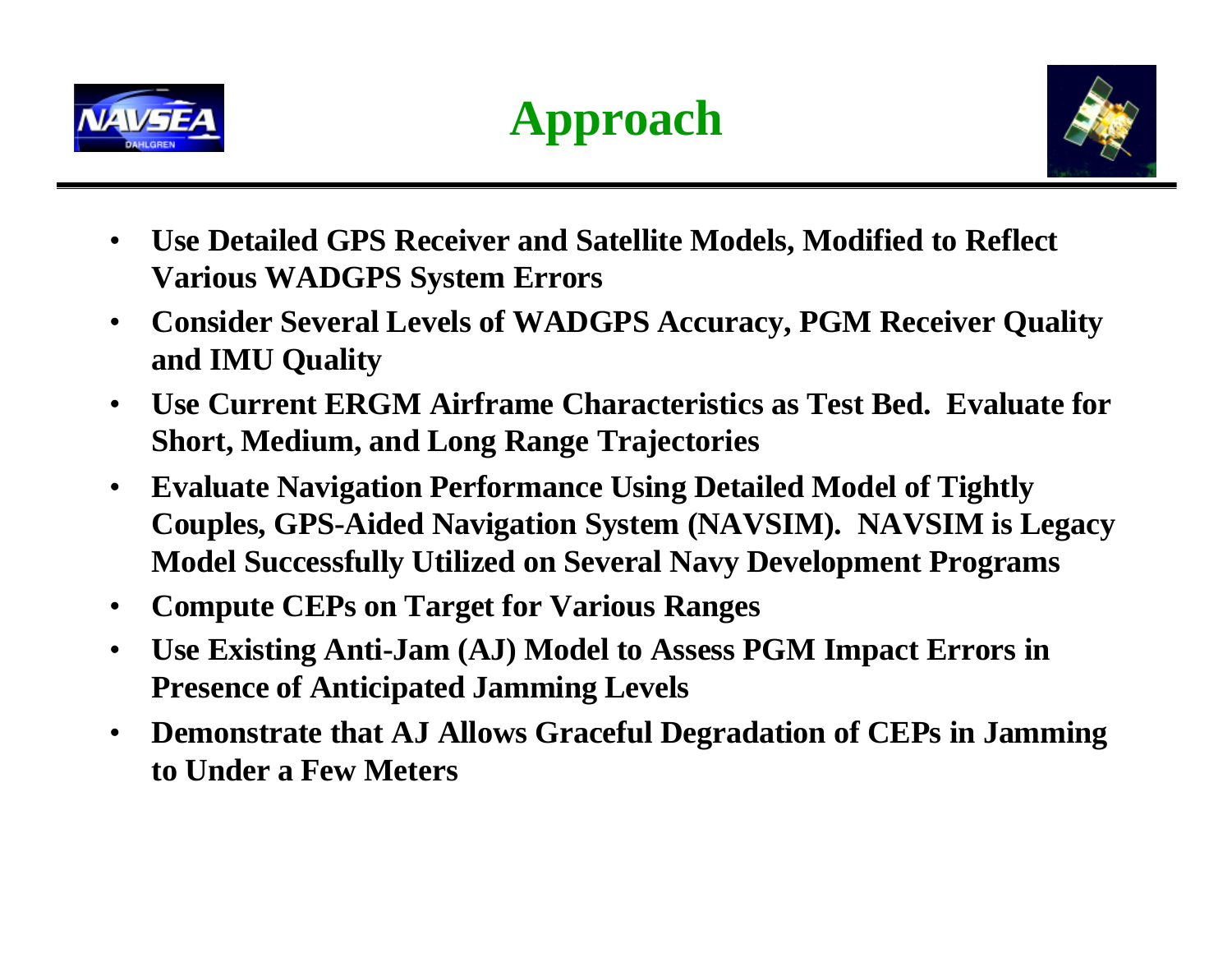# Approach

- **Use Detailed GPS Receiver and Satellite Models, Modified to Reflect Various WADGPS System Errors**
- **Consider Several Levels of WADGPS Accuracy, PGM Receiver Quality and IMU Quality**
- **Use Current ERGM Airframe Characteristics as Test Bed. Evaluate for Short, Medium, and Long Range Trajectories**
- **Evaluate Navigation Performance Using Detailed Model of Tightly Couples, GPS-Aided Navigation System (NAVSIM). NAVSIM is Legacy Model Successfully Utilized on Several Navy Development Programs**
- **Compute CEPs on Target for Various Ranges**
- **Use Existing Anti-Jam (AJ) Model to Assess PGM Impact Errors in Presence of Anticipated Jamming Levels**
- **Demonstrate that AJ Allows Graceful Degradation of CEPs in Jamming to Under a Few Meters**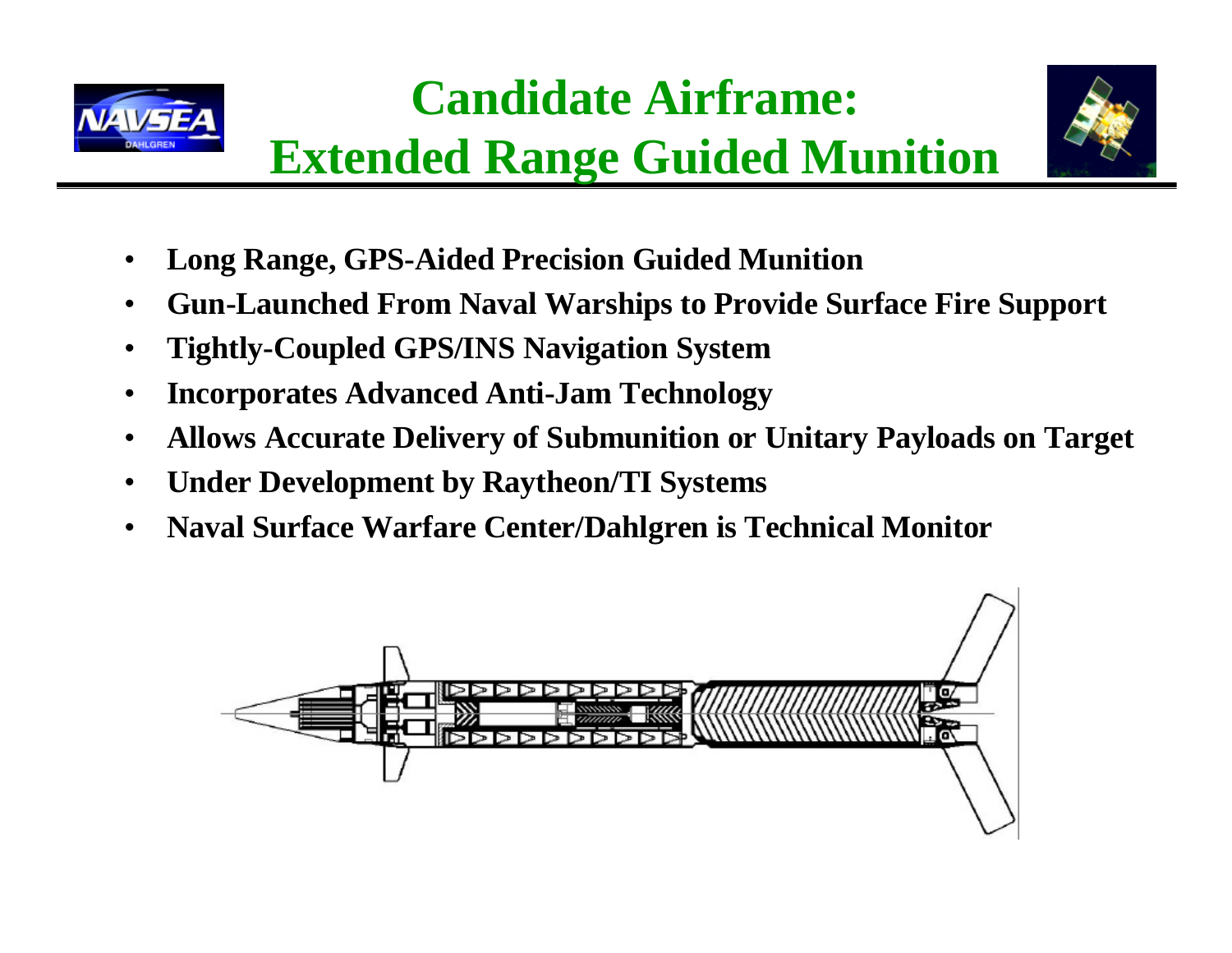# Candidate Airframe: Extended Range Guided Munition

- **Long Range, GPS-Aided Precision Guided Munition**
- **Gun-Launched From Naval Warships to Provide Surface Fire Support**
- **Tightly-Coupled GPS/INS Navigation System**
- **Incorporates Advanced Anti-Jam Technology**
- **Allows Accurate Delivery of Submunition or Unitary Payloads on Target**
- **Under Development by Raytheon/TI Systems**
- **Naval Surface Warfare Center/Dahlgren is Technical Monitor**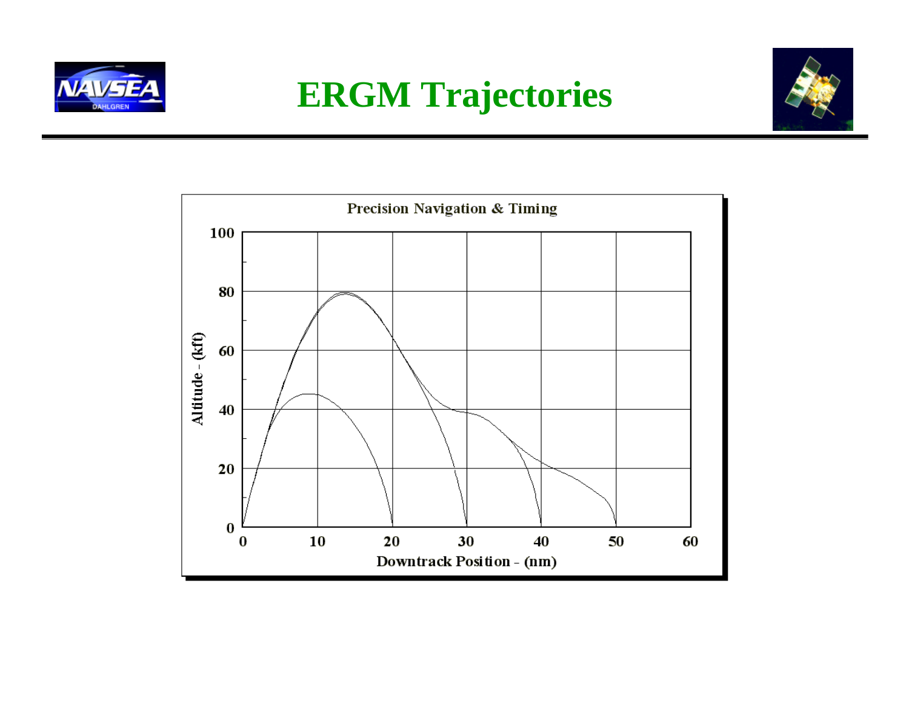# ERGM Trajectories

**Precision Navigation & Timing**

Altitude - (kft)

Downtrack Position - (nm)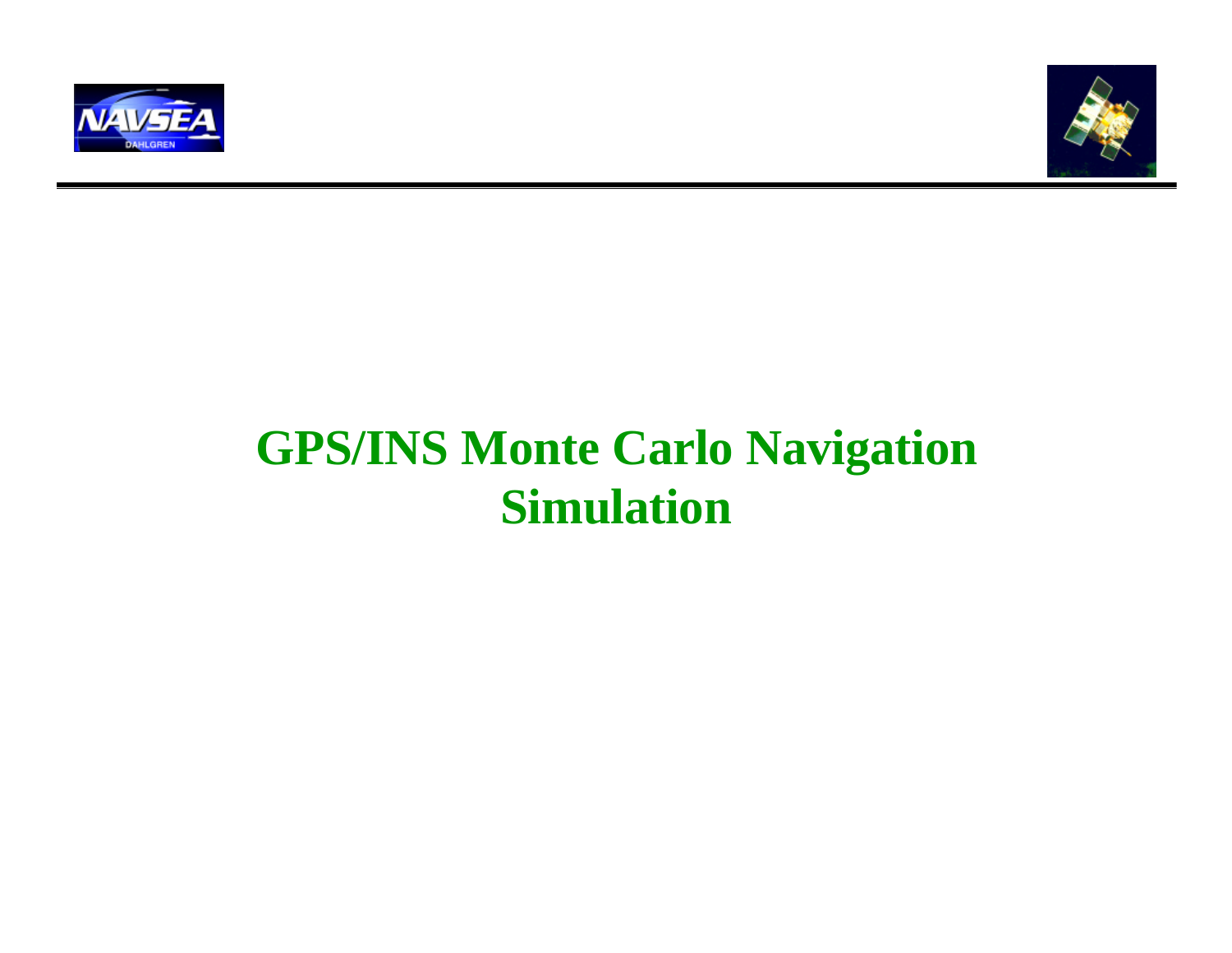# GPS/INS Monte Carlo Navigation Simulation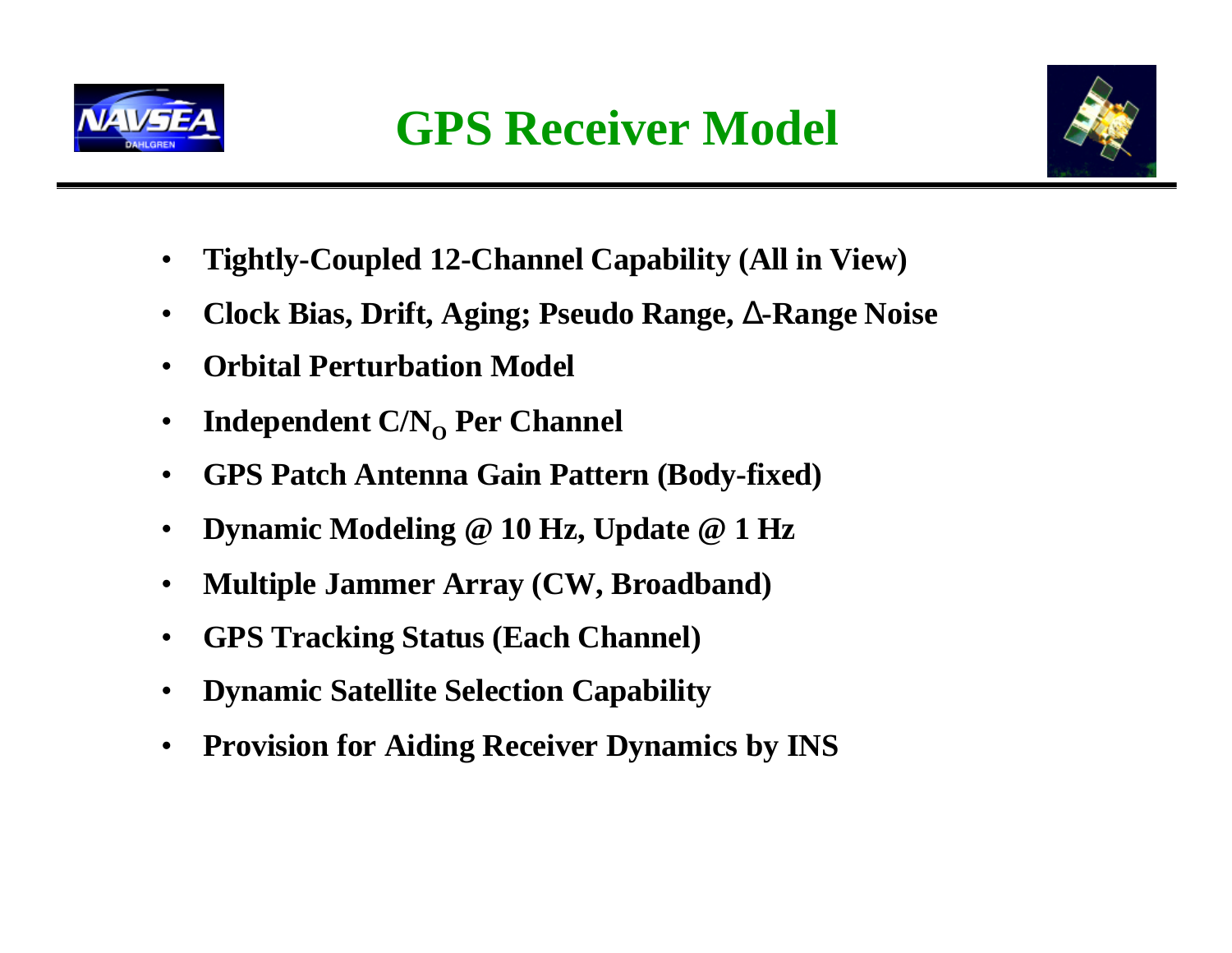# GPS Receiver Model

- **Tightly-Coupled 12-Channel Capability (All in View)**
- **Clock Bias, Drift, Aging; Pseudo Range, Δ-Range Noise**
- **Orbital Perturbation Model**
- **Independent $C/N_O$ Per Channel**
- **GPS Patch Antenna Gain Pattern (Body-fixed)**
- **Dynamic Modeling @ 10 Hz, Update @ 1 Hz**
- **Multiple Jammer Array (CW, Broadband)**
- **GPS Tracking Status (Each Channel)**
- **Dynamic Satellite Selection Capability**
- **Provision for Aiding Receiver Dynamics by INS**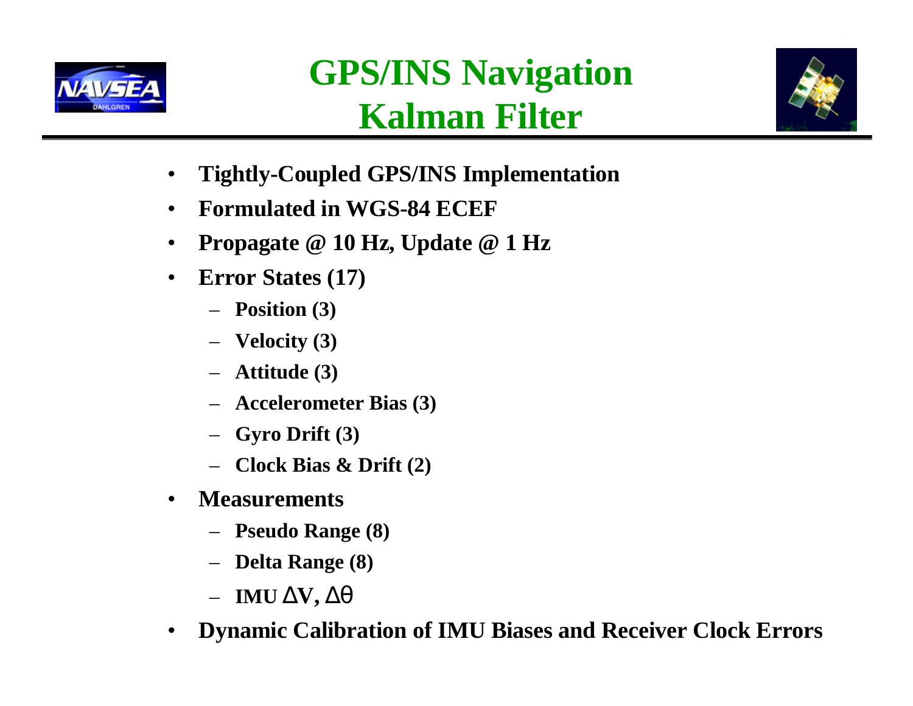# GPS/INS Navigation Kalman Filter

- **Tightly-Coupled GPS/INS Implementation**
- **Formulated in WGS-84 ECEF**
- **Propagate @ 10 Hz, Update @ 1 Hz**
- **Error States (17)**
  - **Position (3)**
  - **Velocity (3)**
  - **Attitude (3)**
  - **Accelerometer Bias (3)**
  - **Gyro Drift (3)**
  - **Clock Bias & Drift (2)**
- **Measurements**
  - **Pseudo Range (8)**
  - **Delta Range (8)**
  - **IMU $\Delta V$, $\Delta\theta$**
- **Dynamic Calibration of IMU Biases and Receiver Clock Errors**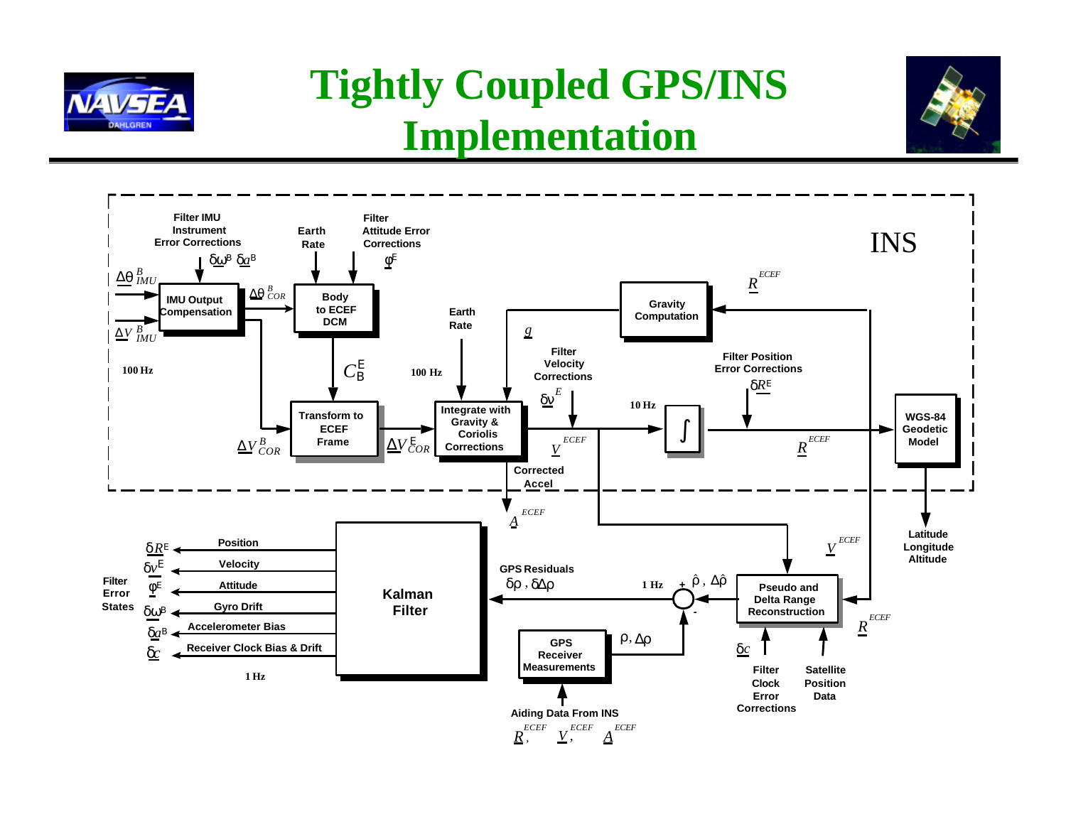# Tightly Coupled GPS/INS Implementation

**INS**

- Inputs: $\Delta\theta^B_{IMU}$, $\Delta V^B_{IMU}$ (100 Hz)
- Filter IMU Instrument Error Corrections: $\delta\omega^B$, $\delta a^B$
- **IMU Output Compensation** → $\Delta\theta^B_{COR}$ → **Body to ECEF DCM** (inputs: Earth Rate; Filter Attitude Error Corrections $\varphi^E$) → $C^E_B$
- **IMU Output Compensation** → $\Delta V^B_{COR}$ → **Transform to ECEF Frame** (with $C^E_B$) → $\Delta V^E_{COR}$
- **Integrate with Gravity & Coriolis Corrections** (100 Hz; inputs: Earth Rate, $g$ from **Gravity Computation**) → Corrected Accel $A^{ECEF}$
- Filter Velocity Corrections $\delta v^E$ → $V^{ECEF}$ (10 Hz) → $\int$
- Filter Position Error Corrections $\delta R^E$ → $R^{ECEF}$ → **WGS-84 Geodetic Model** → Latitude, Longitude, Altitude
- $R^{ECEF}$ → **Gravity Computation**

**GPS / Kalman Filter**

- $V^{ECEF}$, $R^{ECEF}$ → **Pseudo and Delta Range Reconstruction** (inputs: $\delta c$ Filter Clock Error Corrections; Satellite Position Data) → $\hat{\rho}$, $\Delta\hat{\rho}$
- **GPS Receiver Measurements** (Aiding Data From INS: $R^{ECEF}$, $V^{ECEF}$, $A^{ECEF}$) → $\rho, \Delta\rho$
- GPS Residuals $\delta\rho$, $\delta\Delta\rho$ (1 Hz) → **Kalman Filter**

Filter Error States (1 Hz):

- $\delta R^E$ — Position
- $\delta v^E$ — Velocity
- $\varphi^E$ — Attitude
- $\delta\omega^B$ — Gyro Drift
- $\delta a^B$ — Accelerometer Bias
- $\delta c$ — Receiver Clock Bias & Drift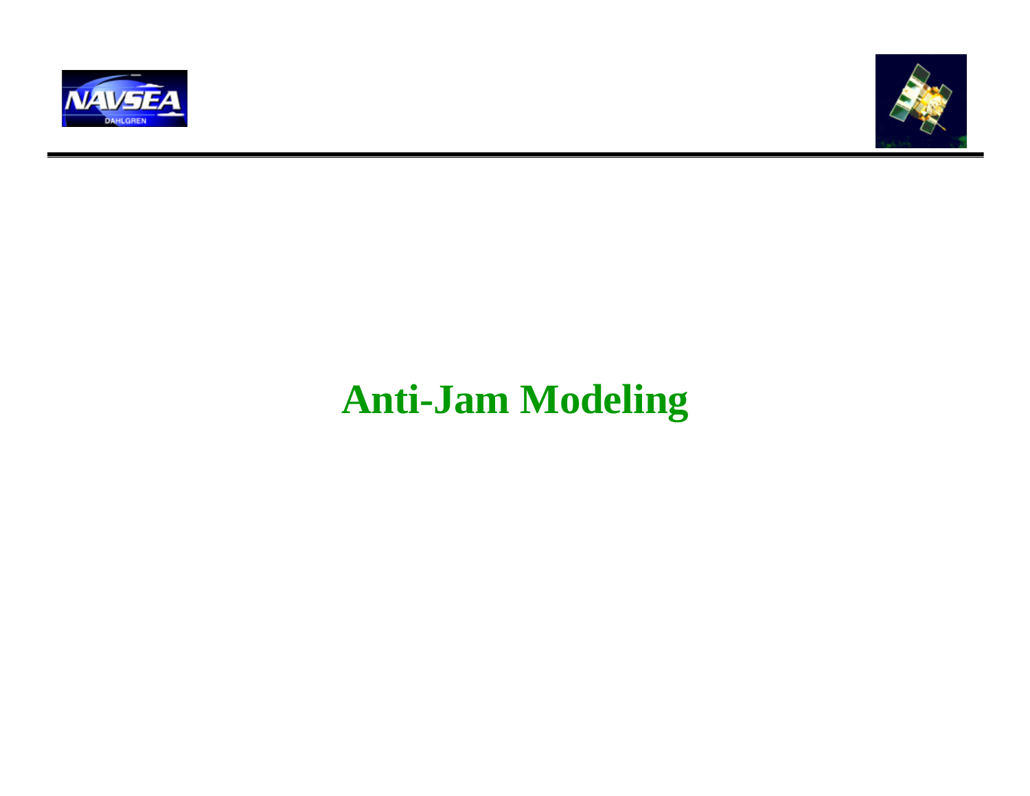# Anti-Jam Modeling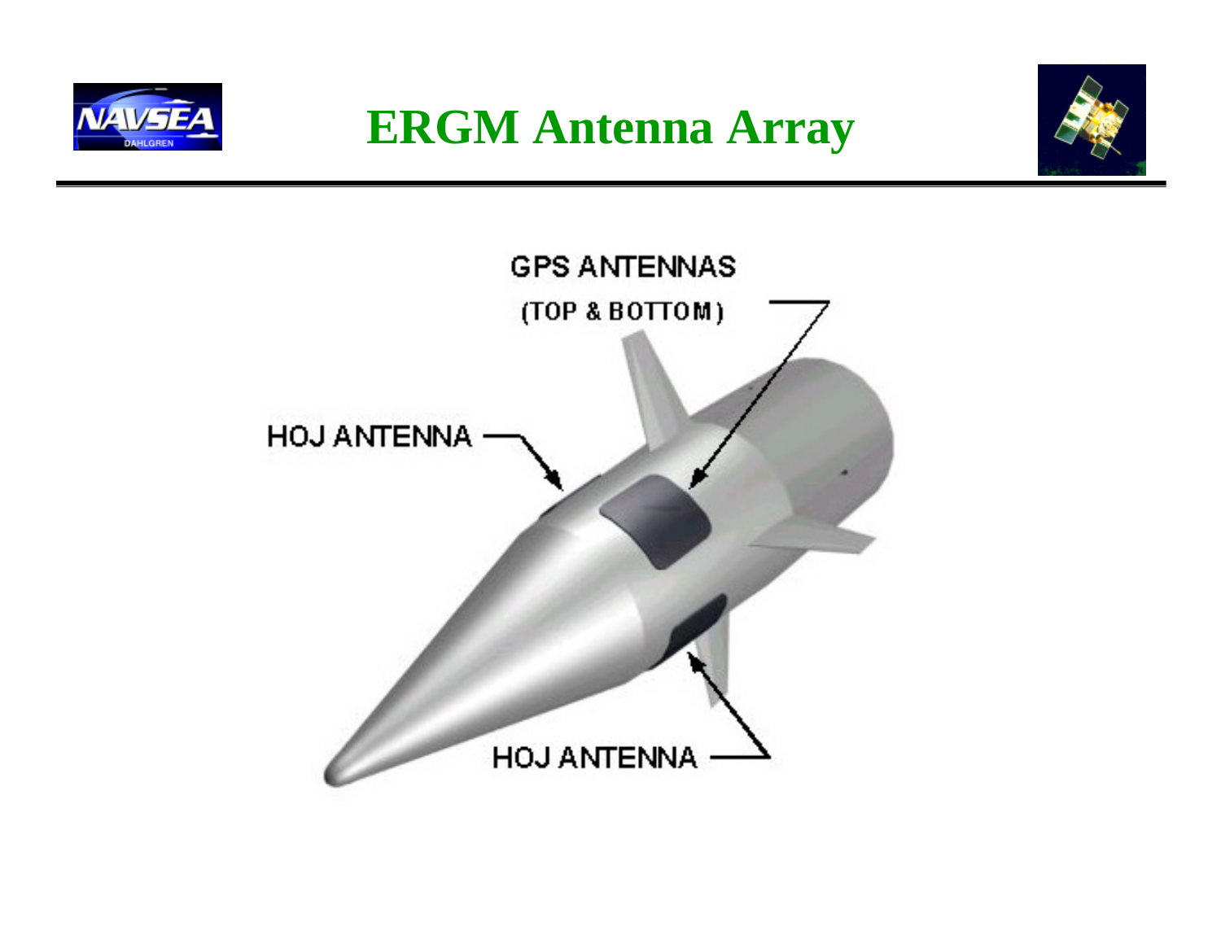# ERGM Antenna Array

GPS ANTENNAS
(TOP & BOTTOM)

HOJ ANTENNA

HOJ ANTENNA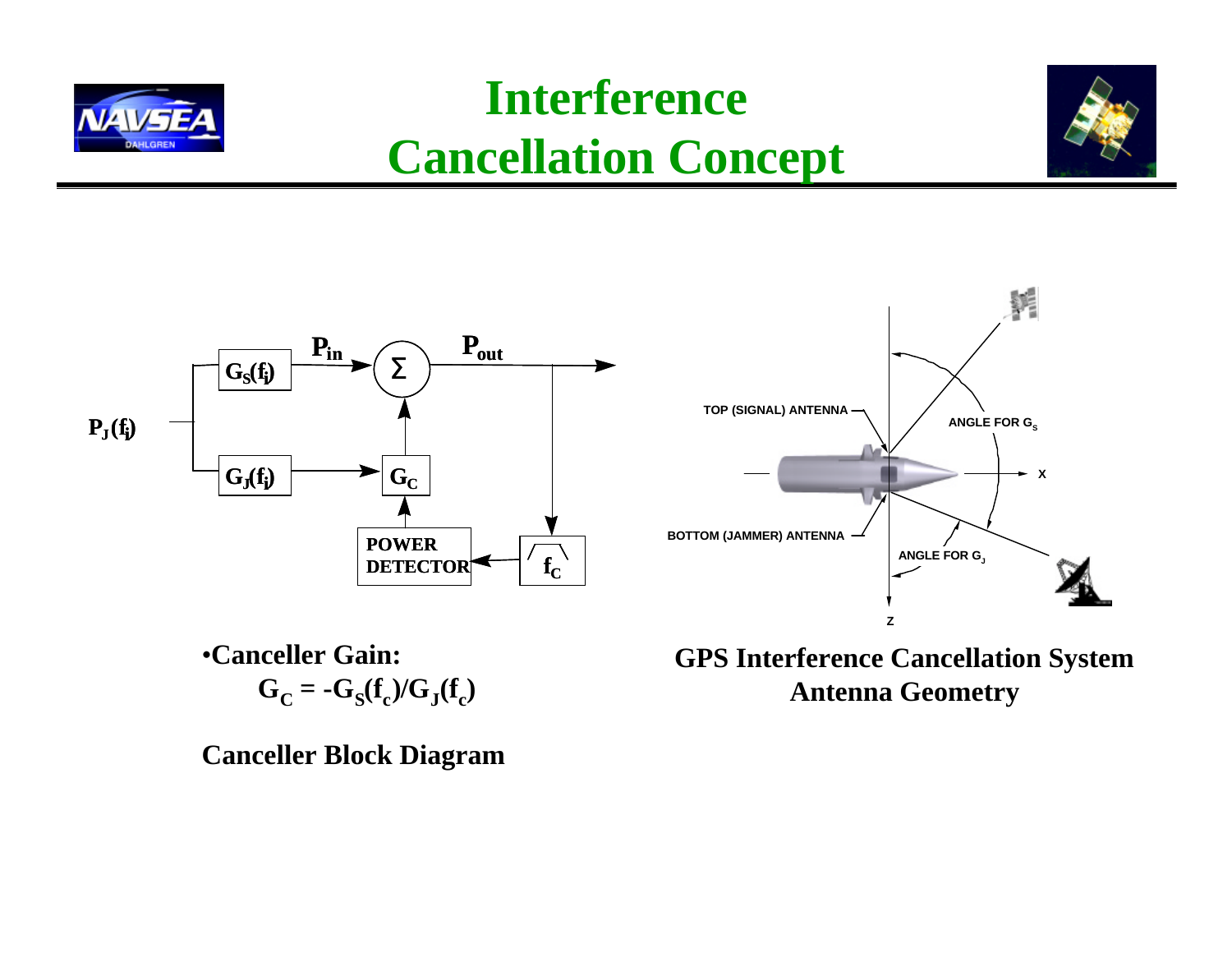# Interference Cancellation Concept

$P_J(f_j)$ → $G_S(f_j)$ → $P_{in}$ → Σ → $P_{out}$

$P_J(f_j)$ → $G_J(f_j)$ → $G_C$ → Σ

$P_{out}$ → $f_C$ → POWER DETECTOR → $G_C$

TOP (SIGNAL) ANTENNA

BOTTOM (JAMMER) ANTENNA

ANGLE FOR $G_S$

ANGLE FOR $G_J$

X

Z

•**Canceller Gain:**

$$G_C = -G_S(f_c)/G_J(f_c)$$

**Canceller Block Diagram**

**GPS Interference Cancellation System Antenna Geometry**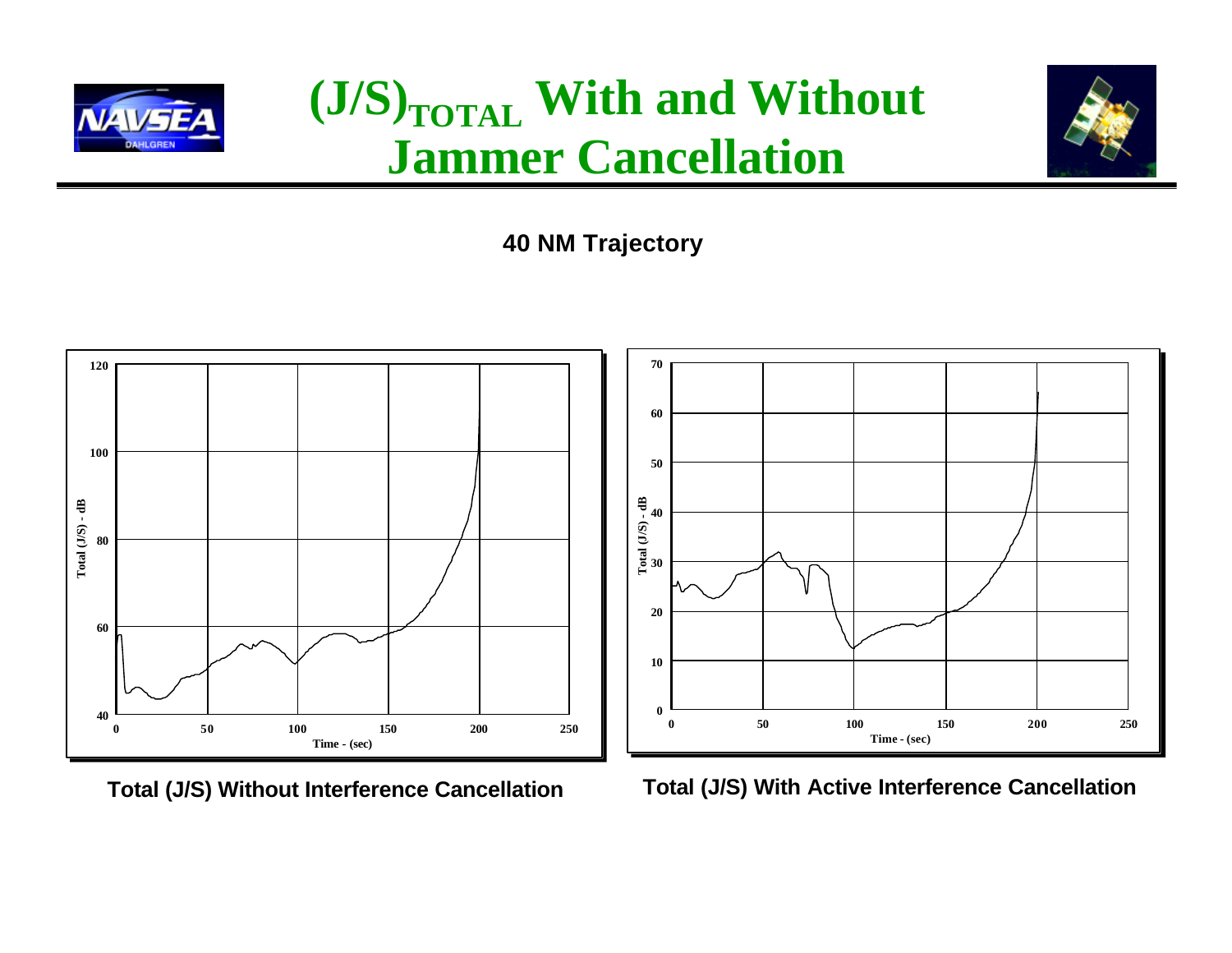# $(J/S)_{TOTAL}$ With and Without Jammer Cancellation

**40 NM Trajectory**

**Total (J/S) Without Interference Cancellation**

**Total (J/S) With Active Interference Cancellation**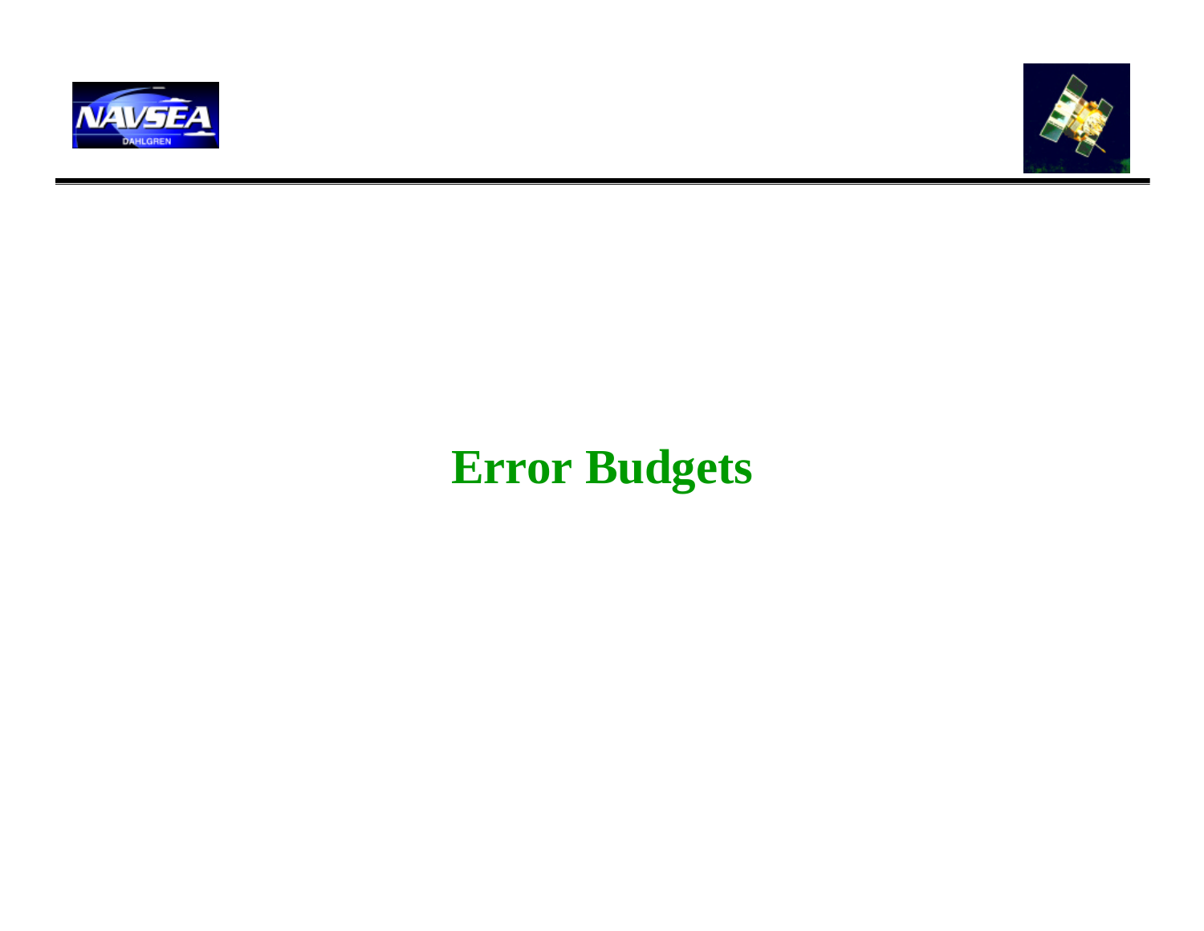# Error Budgets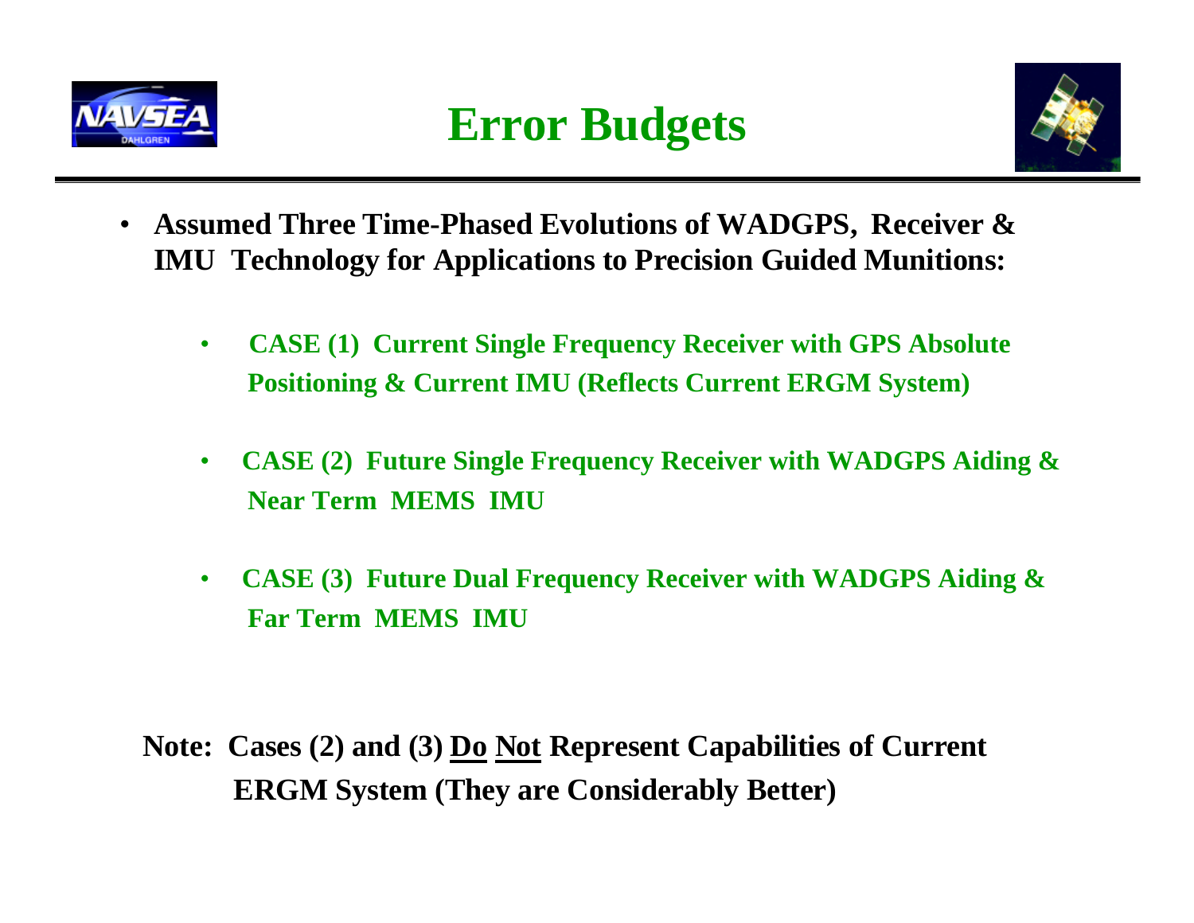# Error Budgets

- **Assumed Three Time-Phased Evolutions of WADGPS, Receiver & IMU Technology for Applications to Precision Guided Munitions:**
  - **CASE (1) Current Single Frequency Receiver with GPS Absolute Positioning & Current IMU (Reflects Current ERGM System)**
  - **CASE (2) Future Single Frequency Receiver with WADGPS Aiding & Near Term MEMS IMU**
  - **CASE (3) Future Dual Frequency Receiver with WADGPS Aiding & Far Term MEMS IMU**

**Note: Cases (2) and (3) Do Not Represent Capabilities of Current ERGM System (They are Considerably Better)**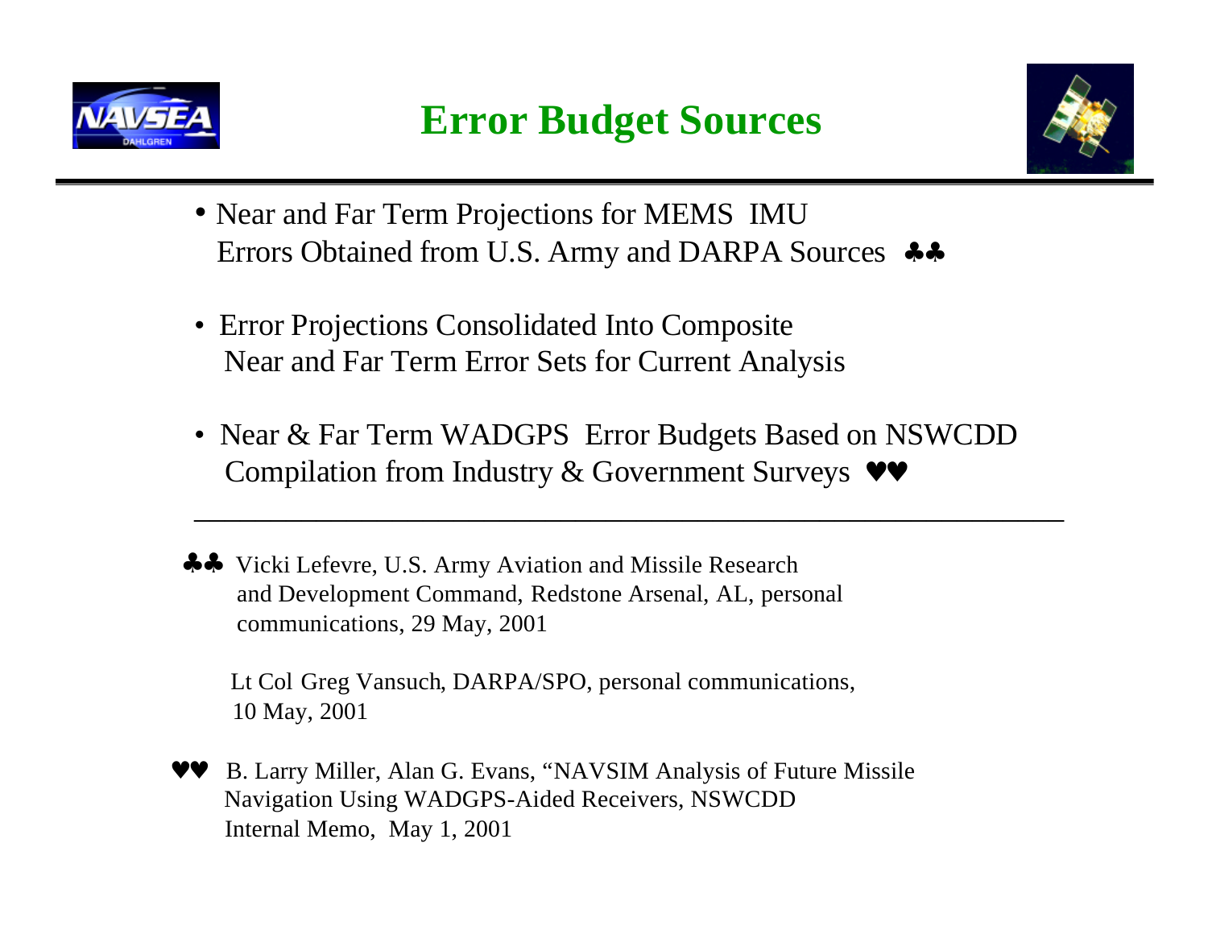# Error Budget Sources

- Near and Far Term Projections for MEMS IMU Errors Obtained from U.S. Army and DARPA Sources ♣♣
- Error Projections Consolidated Into Composite Near and Far Term Error Sets for Current Analysis
- Near & Far Term WADGPS Error Budgets Based on NSWCDD Compilation from Industry & Government Surveys ♥♥

---

♣♣ Vicki Lefevre, U.S. Army Aviation and Missile Research and Development Command, Redstone Arsenal, AL, personal communications, 29 May, 2001

Lt Col Greg Vansuch, DARPA/SPO, personal communications, 10 May, 2001

♥♥ B. Larry Miller, Alan G. Evans, "NAVSIM Analysis of Future Missile Navigation Using WADGPS-Aided Receivers, NSWCDD Internal Memo, May 1, 2001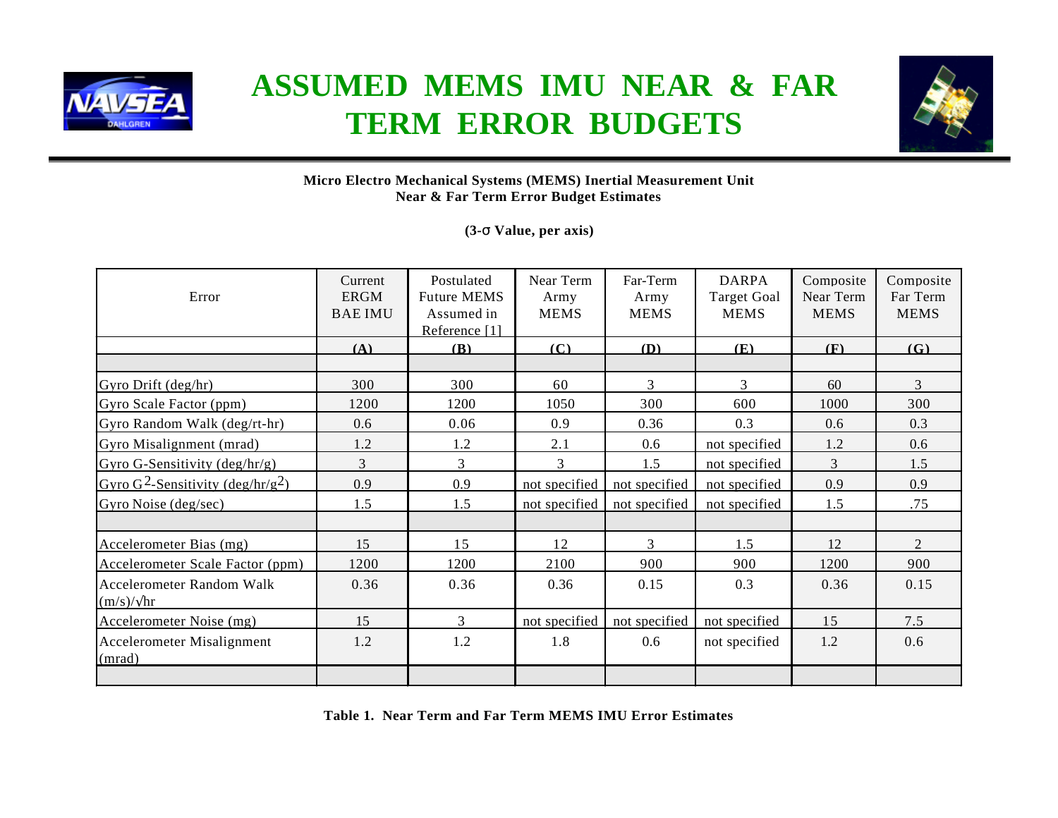# ASSUMED MEMS IMU NEAR & FAR TERM ERROR BUDGETS

**Micro Electro Mechanical Systems (MEMS) Inertial Measurement Unit**
**Near & Far Term Error Budget Estimates**

**(3-σ Value, per axis)**

| Error | Current ERGM BAE IMU | Postulated Future MEMS Assumed in Reference [1] | Near Term Army MEMS | Far-Term Army MEMS | DARPA Target Goal MEMS | Composite Near Term MEMS | Composite Far Term MEMS |
|---|---|---|---|---|---|---|---|
| | **(A)** | **(B)** | **(C)** | **(D)** | **(E)** | **(F)** | **(G)** |
| | | | | | | | |
| Gyro Drift (deg/hr) | 300 | 300 | 60 | 3 | 3 | 60 | 3 |
| Gyro Scale Factor (ppm) | 1200 | 1200 | 1050 | 300 | 600 | 1000 | 300 |
| Gyro Random Walk (deg/rt-hr) | 0.6 | 0.06 | 0.9 | 0.36 | 0.3 | 0.6 | 0.3 |
| Gyro Misalignment (mrad) | 1.2 | 1.2 | 2.1 | 0.6 | not specified | 1.2 | 0.6 |
| Gyro G-Sensitivity (deg/hr/g) | 3 | 3 | 3 | 1.5 | not specified | 3 | 1.5 |
| Gyro $G^2$-Sensitivity (deg/hr/$g^2$) | 0.9 | 0.9 | not specified | not specified | not specified | 0.9 | 0.9 |
| Gyro Noise (deg/sec) | 1.5 | 1.5 | not specified | not specified | not specified | 1.5 | .75 |
| | | | | | | | |
| Accelerometer Bias (mg) | 15 | 15 | 12 | 3 | 1.5 | 12 | 2 |
| Accelerometer Scale Factor (ppm) | 1200 | 1200 | 2100 | 900 | 900 | 1200 | 900 |
| Accelerometer Random Walk (m/s)/√hr | 0.36 | 0.36 | 0.36 | 0.15 | 0.3 | 0.36 | 0.15 |
| Accelerometer Noise (mg) | 15 | 3 | not specified | not specified | not specified | 15 | 7.5 |
| Accelerometer Misalignment (mrad) | 1.2 | 1.2 | 1.8 | 0.6 | not specified | 1.2 | 0.6 |
| | | | | | | | |

**Table 1. Near Term and Far Term MEMS IMU Error Estimates**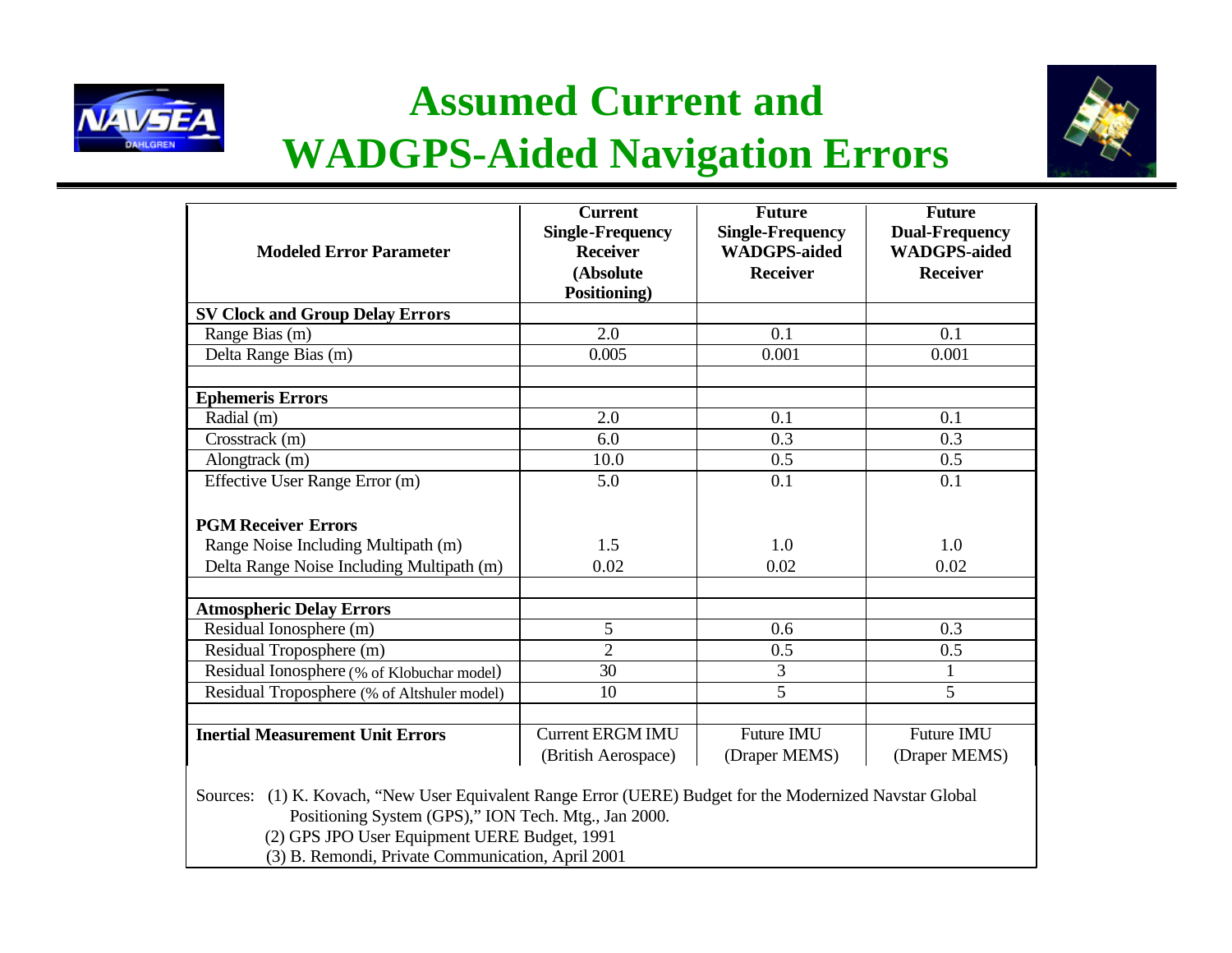# Assumed Current and WADGPS-Aided Navigation Errors

| Modeled Error Parameter | Current Single-Frequency Receiver (Absolute Positioning) | Future Single-Frequency WADGPS-aided Receiver | Future Dual-Frequency WADGPS-aided Receiver |
|---|---|---|---|
| **SV Clock and Group Delay Errors** | | | |
| Range Bias (m) | 2.0 | 0.1 | 0.1 |
| Delta Range Bias (m) | 0.005 | 0.001 | 0.001 |
| | | | |
| **Ephemeris Errors** | | | |
| Radial (m) | 2.0 | 0.1 | 0.1 |
| Crosstrack (m) | 6.0 | 0.3 | 0.3 |
| Alongtrack (m) | 10.0 | 0.5 | 0.5 |
| Effective User Range Error (m) | 5.0 | 0.1 | 0.1 |
| **PGM Receiver Errors** | | | |
| Range Noise Including Multipath (m) | 1.5 | 1.0 | 1.0 |
| Delta Range Noise Including Multipath (m) | 0.02 | 0.02 | 0.02 |
| | | | |
| **Atmospheric Delay Errors** | | | |
| Residual Ionosphere (m) | 5 | 0.6 | 0.3 |
| Residual Troposphere (m) | 2 | 0.5 | 0.5 |
| Residual Ionosphere (% of Klobuchar model) | 30 | 3 | 1 |
| Residual Troposphere (% of Altshuler model) | 10 | 5 | 5 |
| | | | |
| **Inertial Measurement Unit Errors** | Current ERGM IMU (British Aerospace) | Future IMU (Draper MEMS) | Future IMU (Draper MEMS) |

Sources: (1) K. Kovach, "New User Equivalent Range Error (UERE) Budget for the Modernized Navstar Global Positioning System (GPS)," ION Tech. Mtg., Jan 2000.
(2) GPS JPO User Equipment UERE Budget, 1991
(3) B. Remondi, Private Communication, April 2001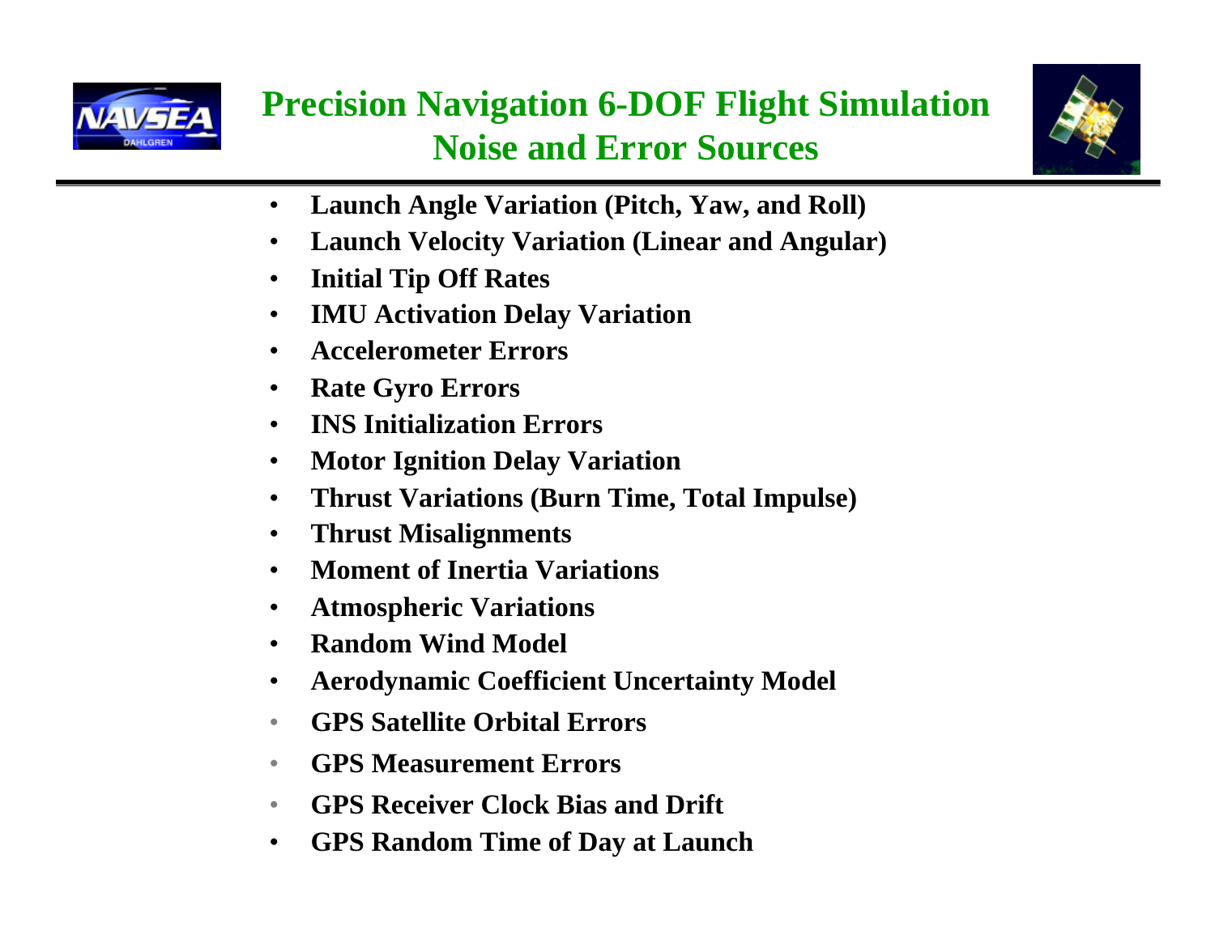# Precision Navigation 6-DOF Flight Simulation Noise and Error Sources

- **Launch Angle Variation (Pitch, Yaw, and Roll)**
- **Launch Velocity Variation (Linear and Angular)**
- **Initial Tip Off Rates**
- **IMU Activation Delay Variation**
- **Accelerometer Errors**
- **Rate Gyro Errors**
- **INS Initialization Errors**
- **Motor Ignition Delay Variation**
- **Thrust Variations (Burn Time, Total Impulse)**
- **Thrust Misalignments**
- **Moment of Inertia Variations**
- **Atmospheric Variations**
- **Random Wind Model**
- **Aerodynamic Coefficient Uncertainty Model**
- **GPS Satellite Orbital Errors**
- **GPS Measurement Errors**
- **GPS Receiver Clock Bias and Drift**
- **GPS Random Time of Day at Launch**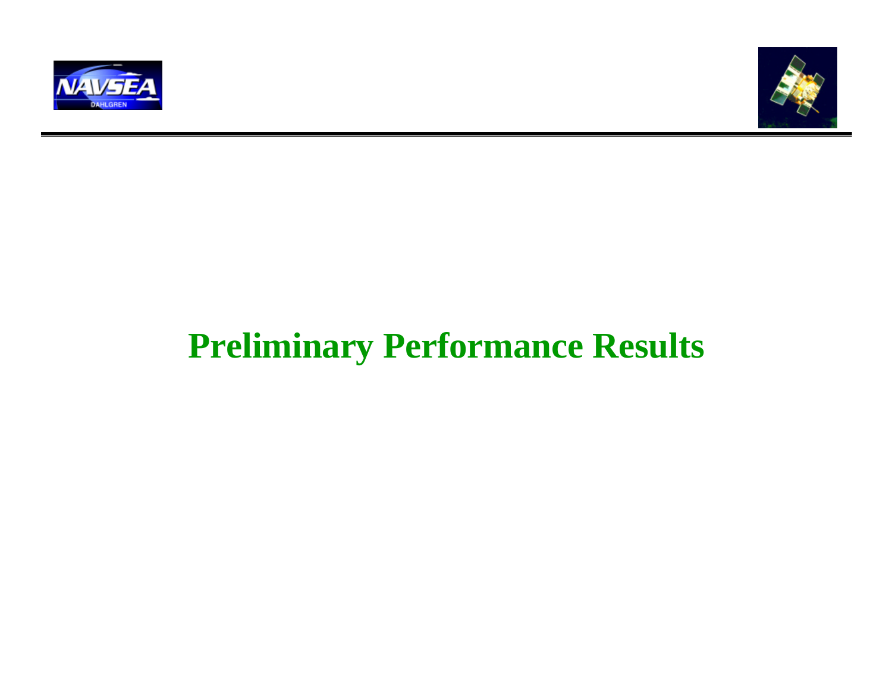# Preliminary Performance Results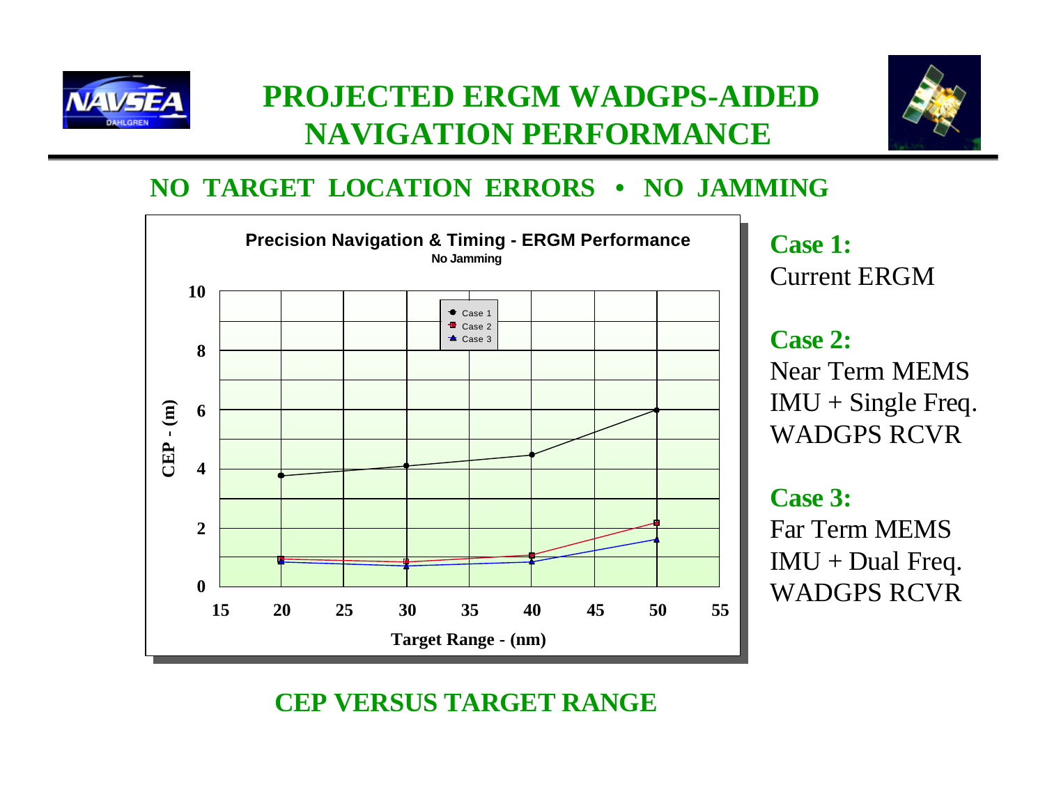# PROJECTED ERGM WADGPS-AIDED NAVIGATION PERFORMANCE

## NO TARGET LOCATION ERRORS • NO JAMMING

**Precision Navigation & Timing - ERGM Performance**

No Jamming

CEP - (m) vs. Target Range - (nm)

Legend: Case 1, Case 2, Case 3

**Case 1:**
Current ERGM

**Case 2:**
Near Term MEMS IMU + Single Freq. WADGPS RCVR

**Case 3:**
Far Term MEMS IMU + Dual Freq. WADGPS RCVR

**CEP VERSUS TARGET RANGE**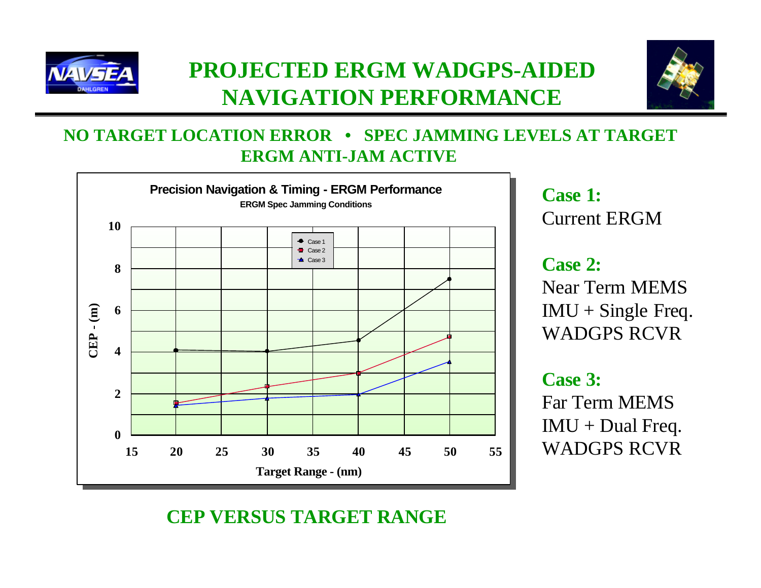# PROJECTED ERGM WADGPS-AIDED NAVIGATION PERFORMANCE

**NO TARGET LOCATION ERROR • SPEC JAMMING LEVELS AT TARGET**

**ERGM ANTI-JAM ACTIVE**

**Precision Navigation & Timing - ERGM Performance**

**ERGM Spec Jamming Conditions**

**Case 1:**
Current ERGM

**Case 2:**
Near Term MEMS IMU + Single Freq. WADGPS RCVR

**Case 3:**
Far Term MEMS IMU + Dual Freq. WADGPS RCVR

**CEP VERSUS TARGET RANGE**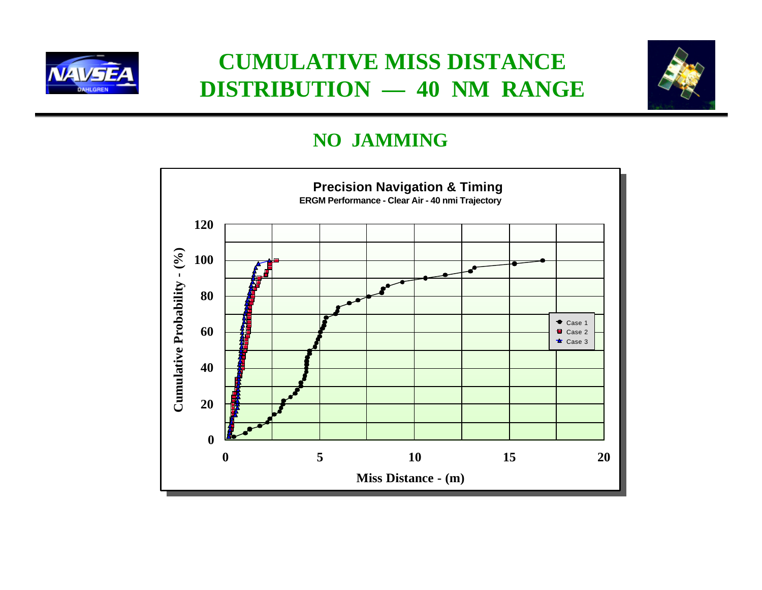# CUMULATIVE MISS DISTANCE DISTRIBUTION — 40 NM RANGE

## NO JAMMING

**Precision Navigation & Timing**

**ERGM Performance - Clear Air - 40 nmi Trajectory**

Cumulative Probability - (%)

Miss Distance - (m)

Case 1

Case 2

Case 3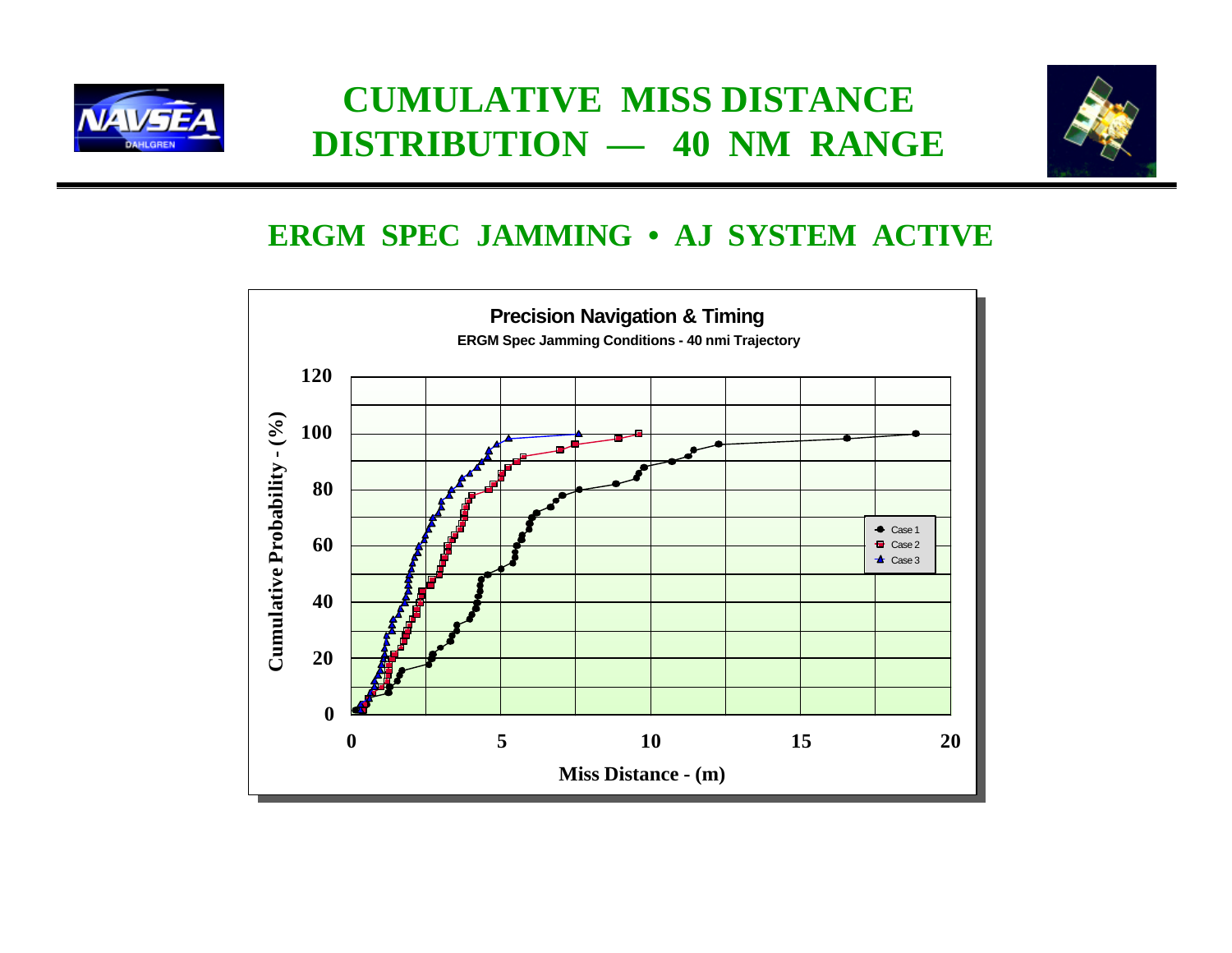# CUMULATIVE MISS DISTANCE DISTRIBUTION — 40 NM RANGE

## ERGM SPEC JAMMING • AJ SYSTEM ACTIVE

**Precision Navigation & Timing**

**ERGM Spec Jamming Conditions - 40 nmi Trajectory**

Cumulative Probability - (%) vs. Miss Distance - (m)

Legend: Case 1, Case 2, Case 3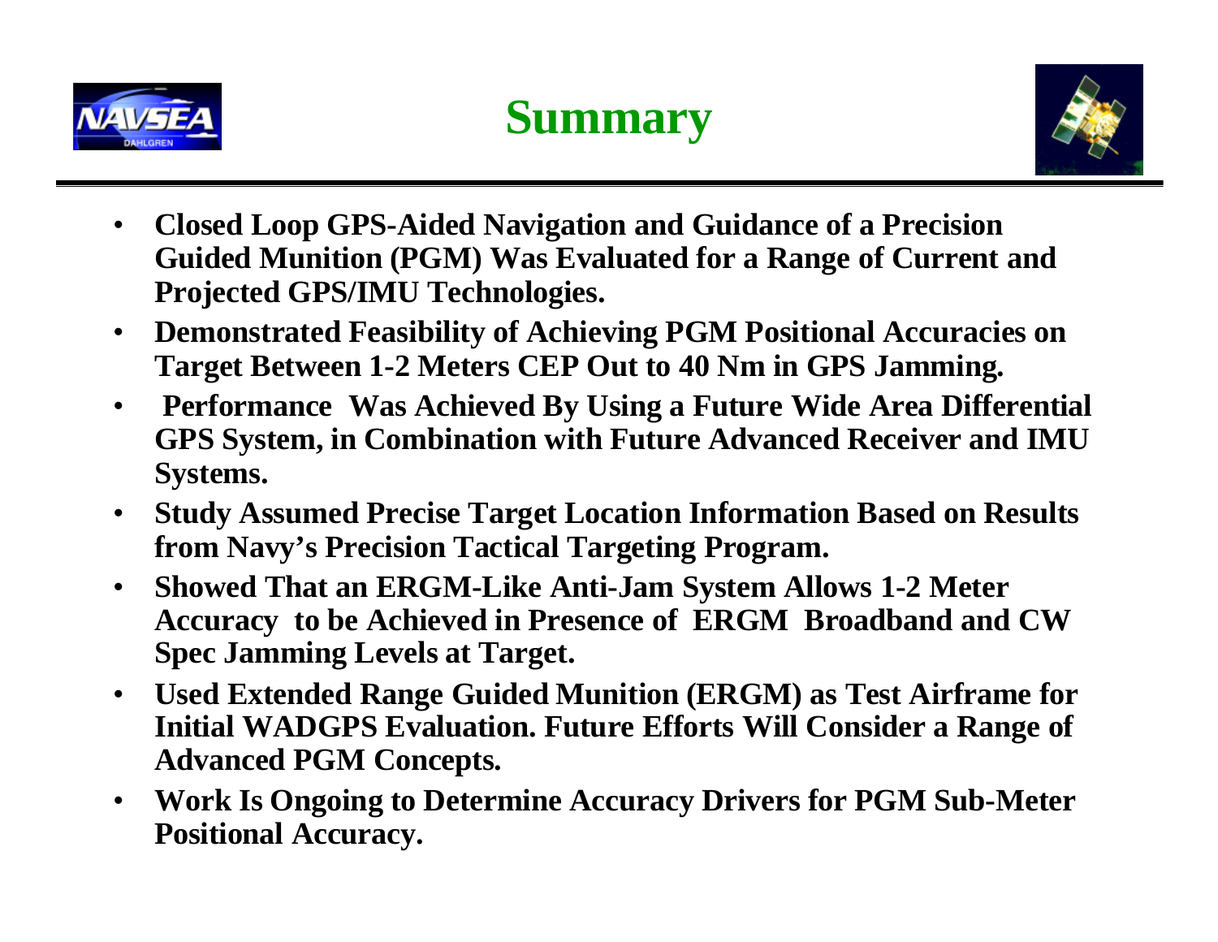# Summary

- **Closed Loop GPS-Aided Navigation and Guidance of a Precision Guided Munition (PGM) Was Evaluated for a Range of Current and Projected GPS/IMU Technologies.**
- **Demonstrated Feasibility of Achieving PGM Positional Accuracies on Target Between 1-2 Meters CEP Out to 40 Nm in GPS Jamming.**
- **Performance Was Achieved By Using a Future Wide Area Differential GPS System, in Combination with Future Advanced Receiver and IMU Systems.**
- **Study Assumed Precise Target Location Information Based on Results from Navy's Precision Tactical Targeting Program.**
- **Showed That an ERGM-Like Anti-Jam System Allows 1-2 Meter Accuracy to be Achieved in Presence of ERGM Broadband and CW Spec Jamming Levels at Target.**
- **Used Extended Range Guided Munition (ERGM) as Test Airframe for Initial WADGPS Evaluation. Future Efforts Will Consider a Range of Advanced PGM Concepts.**
- **Work Is Ongoing to Determine Accuracy Drivers for PGM Sub-Meter Positional Accuracy.**